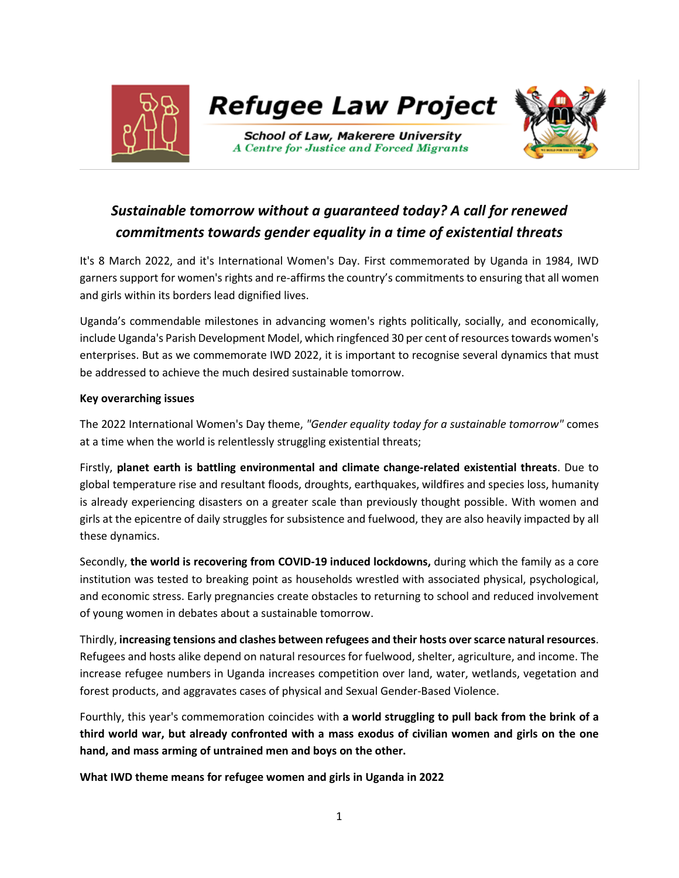# Refugee Law Project

**School of Law, Makerere University**
*A Centre for Justice and Forced Migrants*

## *Sustainable tomorrow without a guaranteed today? A call for renewed commitments towards gender equality in a time of existential threats*

It's 8 March 2022, and it's International Women's Day. First commemorated by Uganda in 1984, IWD garners support for women's rights and re-affirms the country's commitments to ensuring that all women and girls within its borders lead dignified lives.

Uganda's commendable milestones in advancing women's rights politically, socially, and economically, include Uganda's Parish Development Model, which ringfenced 30 per cent of resources towards women's enterprises. But as we commemorate IWD 2022, it is important to recognise several dynamics that must be addressed to achieve the much desired sustainable tomorrow.

**Key overarching issues**

The 2022 International Women's Day theme, *"Gender equality today for a sustainable tomorrow"* comes at a time when the world is relentlessly struggling existential threats;

Firstly, **planet earth is battling environmental and climate change-related existential threats**. Due to global temperature rise and resultant floods, droughts, earthquakes, wildfires and species loss, humanity is already experiencing disasters on a greater scale than previously thought possible. With women and girls at the epicentre of daily struggles for subsistence and fuelwood, they are also heavily impacted by all these dynamics.

Secondly, **the world is recovering from COVID-19 induced lockdowns,** during which the family as a core institution was tested to breaking point as households wrestled with associated physical, psychological, and economic stress. Early pregnancies create obstacles to returning to school and reduced involvement of young women in debates about a sustainable tomorrow.

Thirdly, **increasing tensions and clashes between refugees and their hosts over scarce natural resources**. Refugees and hosts alike depend on natural resources for fuelwood, shelter, agriculture, and income. The increase refugee numbers in Uganda increases competition over land, water, wetlands, vegetation and forest products, and aggravates cases of physical and Sexual Gender-Based Violence.

Fourthly, this year's commemoration coincides with **a world struggling to pull back from the brink of a third world war, but already confronted with a mass exodus of civilian women and girls on the one hand, and mass arming of untrained men and boys on the other.**

**What IWD theme means for refugee women and girls in Uganda in 2022**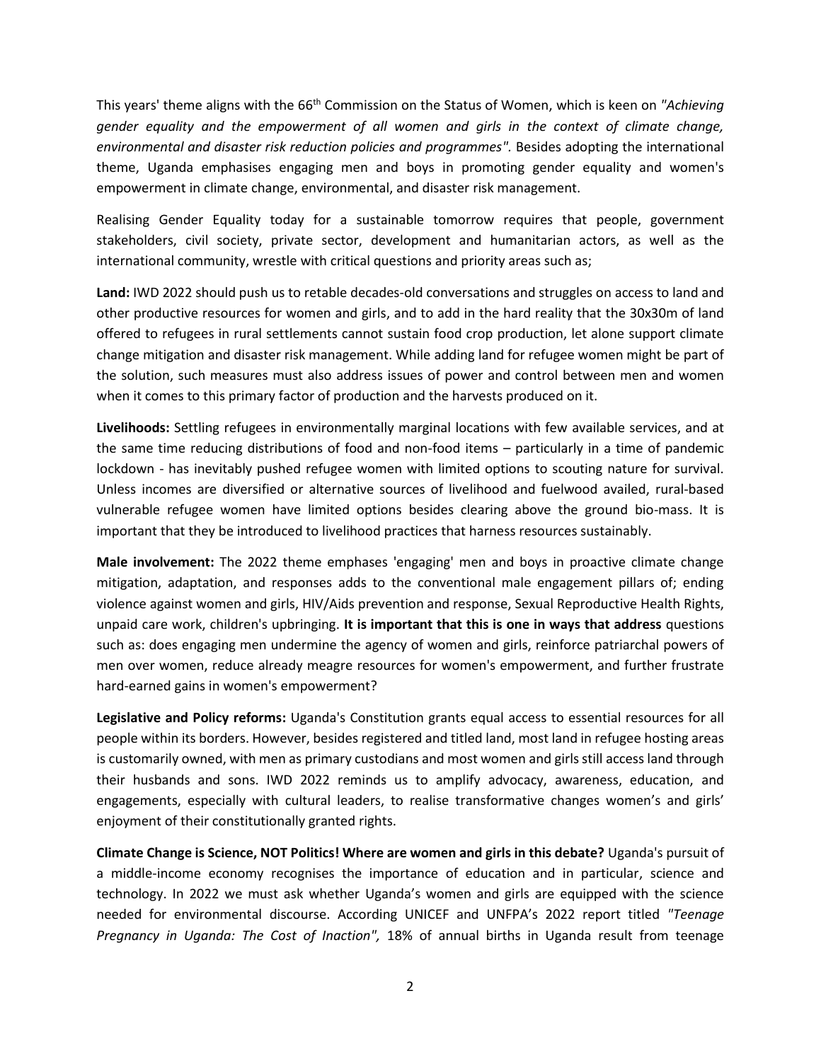This years' theme aligns with the 66th Commission on the Status of Women, which is keen on *"Achieving gender equality and the empowerment of all women and girls in the context of climate change, environmental and disaster risk reduction policies and programmes".* Besides adopting the international theme, Uganda emphasises engaging men and boys in promoting gender equality and women's empowerment in climate change, environmental, and disaster risk management.

Realising Gender Equality today for a sustainable tomorrow requires that people, government stakeholders, civil society, private sector, development and humanitarian actors, as well as the international community, wrestle with critical questions and priority areas such as;

**Land:** IWD 2022 should push us to retable decades-old conversations and struggles on access to land and other productive resources for women and girls, and to add in the hard reality that the 30x30m of land offered to refugees in rural settlements cannot sustain food crop production, let alone support climate change mitigation and disaster risk management. While adding land for refugee women might be part of the solution, such measures must also address issues of power and control between men and women when it comes to this primary factor of production and the harvests produced on it.

**Livelihoods:** Settling refugees in environmentally marginal locations with few available services, and at the same time reducing distributions of food and non-food items – particularly in a time of pandemic lockdown - has inevitably pushed refugee women with limited options to scouting nature for survival. Unless incomes are diversified or alternative sources of livelihood and fuelwood availed, rural-based vulnerable refugee women have limited options besides clearing above the ground bio-mass. It is important that they be introduced to livelihood practices that harness resources sustainably.

**Male involvement:** The 2022 theme emphases 'engaging' men and boys in proactive climate change mitigation, adaptation, and responses adds to the conventional male engagement pillars of; ending violence against women and girls, HIV/Aids prevention and response, Sexual Reproductive Health Rights, unpaid care work, children's upbringing. **It is important that this is one in ways that address** questions such as: does engaging men undermine the agency of women and girls, reinforce patriarchal powers of men over women, reduce already meagre resources for women's empowerment, and further frustrate hard-earned gains in women's empowerment?

**Legislative and Policy reforms:** Uganda's Constitution grants equal access to essential resources for all people within its borders. However, besides registered and titled land, most land in refugee hosting areas is customarily owned, with men as primary custodians and most women and girls still access land through their husbands and sons. IWD 2022 reminds us to amplify advocacy, awareness, education, and engagements, especially with cultural leaders, to realise transformative changes women's and girls' enjoyment of their constitutionally granted rights.

**Climate Change is Science, NOT Politics! Where are women and girls in this debate?** Uganda's pursuit of a middle-income economy recognises the importance of education and in particular, science and technology. In 2022 we must ask whether Uganda's women and girls are equipped with the science needed for environmental discourse. According UNICEF and UNFPA's 2022 report titled *"Teenage Pregnancy in Uganda: The Cost of Inaction",* 18% of annual births in Uganda result from teenage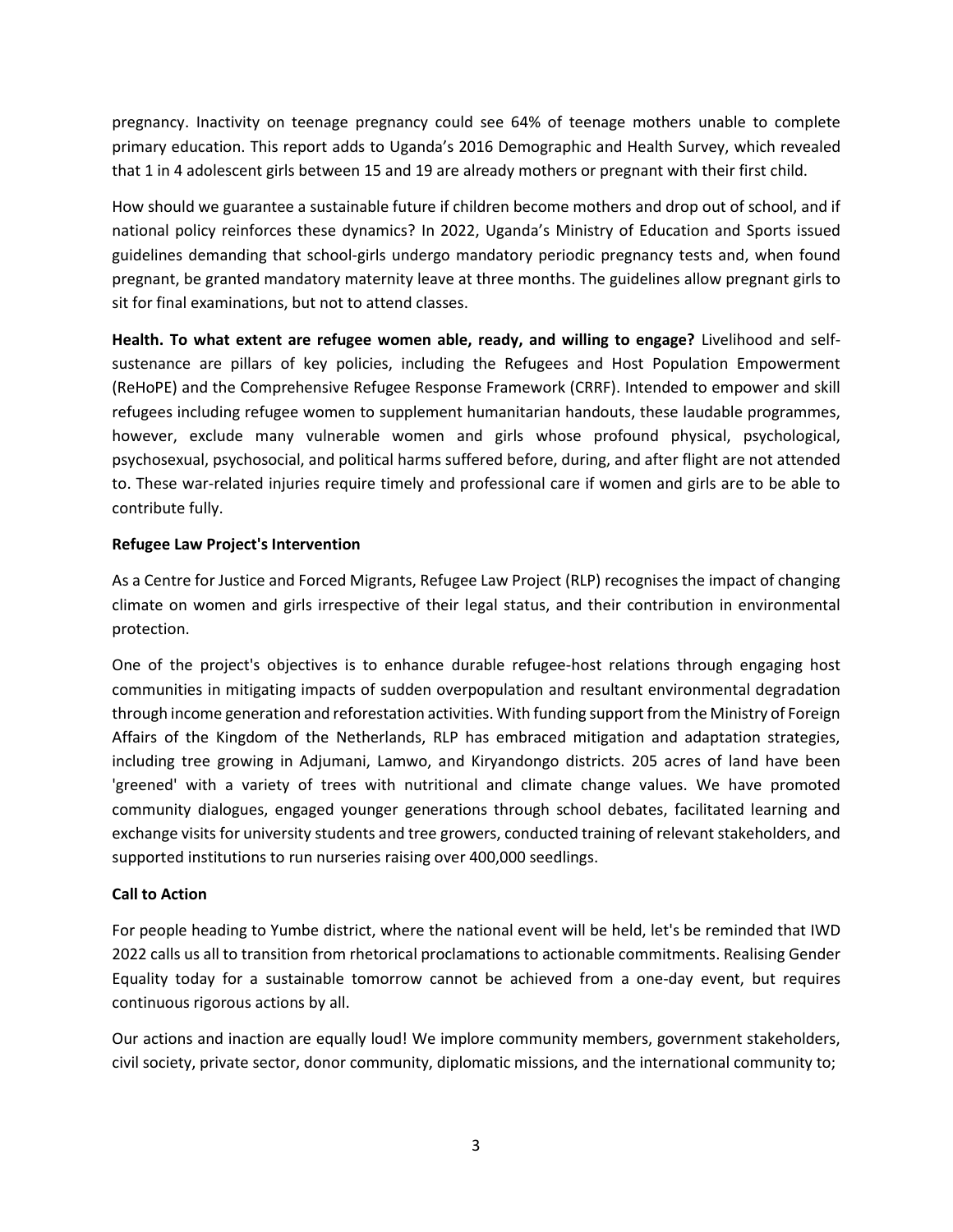pregnancy. Inactivity on teenage pregnancy could see 64% of teenage mothers unable to complete primary education. This report adds to Uganda's 2016 Demographic and Health Survey, which revealed that 1 in 4 adolescent girls between 15 and 19 are already mothers or pregnant with their first child.

How should we guarantee a sustainable future if children become mothers and drop out of school, and if national policy reinforces these dynamics? In 2022, Uganda's Ministry of Education and Sports issued guidelines demanding that school-girls undergo mandatory periodic pregnancy tests and, when found pregnant, be granted mandatory maternity leave at three months. The guidelines allow pregnant girls to sit for final examinations, but not to attend classes.

**Health. To what extent are refugee women able, ready, and willing to engage?** Livelihood and self-sustenance are pillars of key policies, including the Refugees and Host Population Empowerment (ReHoPE) and the Comprehensive Refugee Response Framework (CRRF). Intended to empower and skill refugees including refugee women to supplement humanitarian handouts, these laudable programmes, however, exclude many vulnerable women and girls whose profound physical, psychological, psychosexual, psychosocial, and political harms suffered before, during, and after flight are not attended to. These war-related injuries require timely and professional care if women and girls are to be able to contribute fully.

**Refugee Law Project's Intervention**

As a Centre for Justice and Forced Migrants, Refugee Law Project (RLP) recognises the impact of changing climate on women and girls irrespective of their legal status, and their contribution in environmental protection.

One of the project's objectives is to enhance durable refugee-host relations through engaging host communities in mitigating impacts of sudden overpopulation and resultant environmental degradation through income generation and reforestation activities. With funding support from the Ministry of Foreign Affairs of the Kingdom of the Netherlands, RLP has embraced mitigation and adaptation strategies, including tree growing in Adjumani, Lamwo, and Kiryandongo districts. 205 acres of land have been 'greened' with a variety of trees with nutritional and climate change values. We have promoted community dialogues, engaged younger generations through school debates, facilitated learning and exchange visits for university students and tree growers, conducted training of relevant stakeholders, and supported institutions to run nurseries raising over 400,000 seedlings.

**Call to Action**

For people heading to Yumbe district, where the national event will be held, let's be reminded that IWD 2022 calls us all to transition from rhetorical proclamations to actionable commitments. Realising Gender Equality today for a sustainable tomorrow cannot be achieved from a one-day event, but requires continuous rigorous actions by all.

Our actions and inaction are equally loud! We implore community members, government stakeholders, civil society, private sector, donor community, diplomatic missions, and the international community to;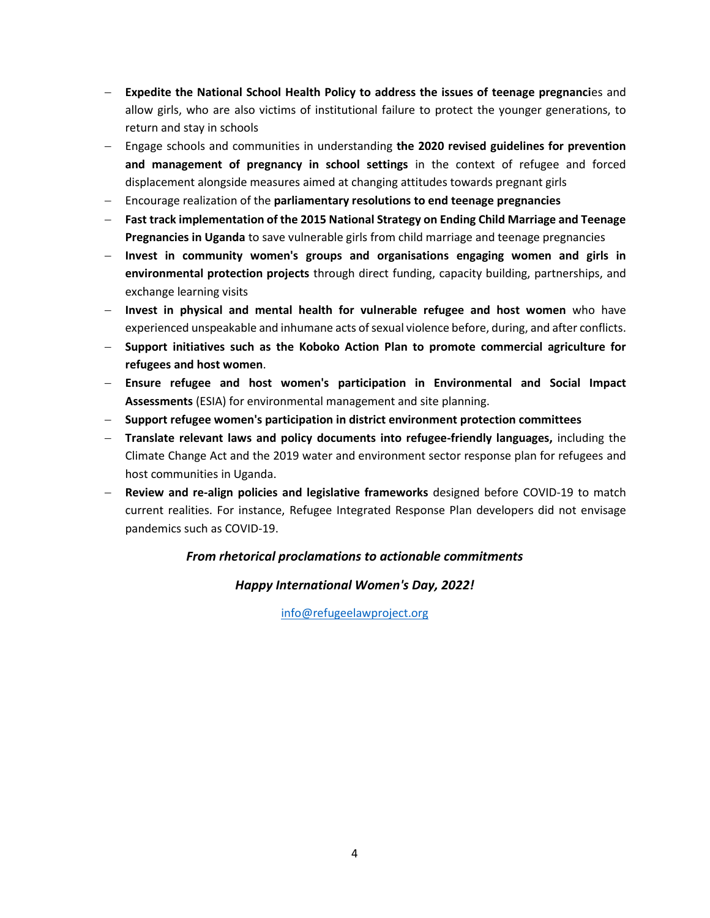- **Expedite the National School Health Policy to address the issues of teenage pregnanci**es and allow girls, who are also victims of institutional failure to protect the younger generations, to return and stay in schools
- Engage schools and communities in understanding **the 2020 revised guidelines for prevention and management of pregnancy in school settings** in the context of refugee and forced displacement alongside measures aimed at changing attitudes towards pregnant girls
- Encourage realization of the **parliamentary resolutions to end teenage pregnancies**
- **Fast track implementation of the 2015 National Strategy on Ending Child Marriage and Teenage Pregnancies in Uganda** to save vulnerable girls from child marriage and teenage pregnancies
- **Invest in community women's groups and organisations engaging women and girls in environmental protection projects** through direct funding, capacity building, partnerships, and exchange learning visits
- **Invest in physical and mental health for vulnerable refugee and host women** who have experienced unspeakable and inhumane acts of sexual violence before, during, and after conflicts.
- **Support initiatives such as the Koboko Action Plan to promote commercial agriculture for refugees and host women**.
- **Ensure refugee and host women's participation in Environmental and Social Impact Assessments** (ESIA) for environmental management and site planning.
- **Support refugee women's participation in district environment protection committees**
- **Translate relevant laws and policy documents into refugee-friendly languages,** including the Climate Change Act and the 2019 water and environment sector response plan for refugees and host communities in Uganda.
- **Review and re-align policies and legislative frameworks** designed before COVID-19 to match current realities. For instance, Refugee Integrated Response Plan developers did not envisage pandemics such as COVID-19.

***From rhetorical proclamations to actionable commitments***

***Happy International Women's Day, 2022!***

info@refugeelawproject.org